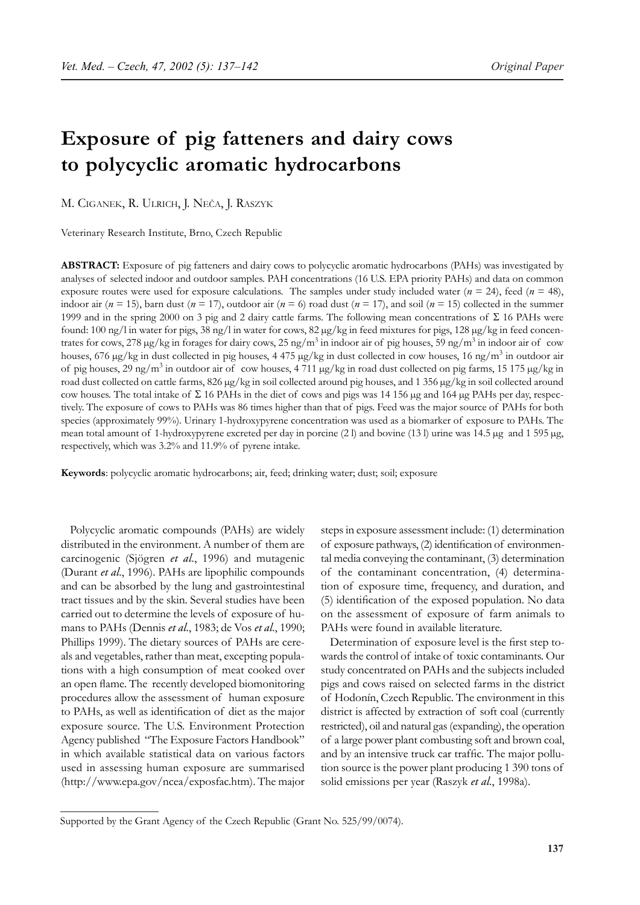# Exposure of pig fatteners and dairy cows to polycyclic aromatic hydrocarbons

M. Ciganek, R. Ulrich, J. Neča, J. Raszyk

Veterinary Research Institute, Brno, Czech Republic

**ABSTRACT:** Exposure of pig fatteners and dairy cows to polycyclic aromatic hydrocarbons (PAHs) was investigated by analyses of selected indoor and outdoor samples. PAH concentrations (16 U.S. EPA priority PAHs) and data on common exposure routes were used for exposure calculations. The samples under study included water ($n$ = 24), feed ($n$ = 48), indoor air ($n$ = 15), barn dust ($n$ = 17), outdoor air ($n$ = 6) road dust ($n$ = 17), and soil ($n$ = 15) collected in the summer 1999 and in the spring 2000 on 3 pig and 2 dairy cattle farms. The following mean concentrations of Σ 16 PAHs were found: 100 ng/l in water for pigs, 38 ng/l in water for cows, 82 μg/kg in feed mixtures for pigs, 128 μg/kg in feed concentrates for cows, 278 μg/kg in forages for dairy cows, 25 ng/m$^3$ in indoor air of pig houses, 59 ng/m$^3$ in indoor air of cow houses, 676 μg/kg in dust collected in pig houses, 4 475 μg/kg in dust collected in cow houses, 16 ng/m$^3$ in outdoor air of pig houses, 29 ng/m$^3$ in outdoor air of cow houses, 4 711 μg/kg in road dust collected on pig farms, 15 175 μg/kg in road dust collected on cattle farms, 826 μg/kg in soil collected around pig houses, and 1 356 μg/kg in soil collected around cow houses. The total intake of Σ 16 PAHs in the diet of cows and pigs was 14 156 μg and 164 μg PAHs per day, respectively. The exposure of cows to PAHs was 86 times higher than that of pigs. Feed was the major source of PAHs for both species (approximately 99%). Urinary 1-hydroxypyrene concentration was used as a biomarker of exposure to PAHs. The mean total amount of 1-hydroxypyrene excreted per day in porcine (2 l) and bovine (13 l) urine was 14.5 μg and 1 595 μg, respectively, which was 3.2% and 11.9% of pyrene intake.

**Keywords**: polycyclic aromatic hydrocarbons; air, feed; drinking water; dust; soil; exposure

Polycyclic aromatic compounds (PAHs) are widely distributed in the environment. A number of them are carcinogenic (Sjögren *et al.*, 1996) and mutagenic (Durant *et al.*, 1996). PAHs are lipophilic compounds and can be absorbed by the lung and gastrointestinal tract tissues and by the skin. Several studies have been carried out to determine the levels of exposure of humans to PAHs (Dennis *et al.*, 1983; de Vos *et al.*, 1990; Phillips 1999). The dietary sources of PAHs are cereals and vegetables, rather than meat, excepting populations with a high consumption of meat cooked over an open flame. The recently developed biomonitoring procedures allow the assessment of human exposure to PAHs, as well as identification of diet as the major exposure source. The U.S. Environment Protection Agency published "The Exposure Factors Handbook" in which available statistical data on various factors used in assessing human exposure are summarised (http://www.epa.gov/ncea/exposfac.htm). The major steps in exposure assessment include: (1) determination of exposure pathways, (2) identification of environmental media conveying the contaminant, (3) determination of the contaminant concentration, (4) determination of exposure time, frequency, and duration, and (5) identification of the exposed population. No data on the assessment of exposure of farm animals to PAHs were found in available literature.

Determination of exposure level is the first step towards the control of intake of toxic contaminants. Our study concentrated on PAHs and the subjects included pigs and cows raised on selected farms in the district of Hodonín, Czech Republic. The environment in this district is affected by extraction of soft coal (currently restricted), oil and natural gas (expanding), the operation of a large power plant combusting soft and brown coal, and by an intensive truck car traffic. The major pollution source is the power plant producing 1 390 tons of solid emissions per year (Raszyk *et al.*, 1998a).

Supported by the Grant Agency of the Czech Republic (Grant No. 525/99/0074).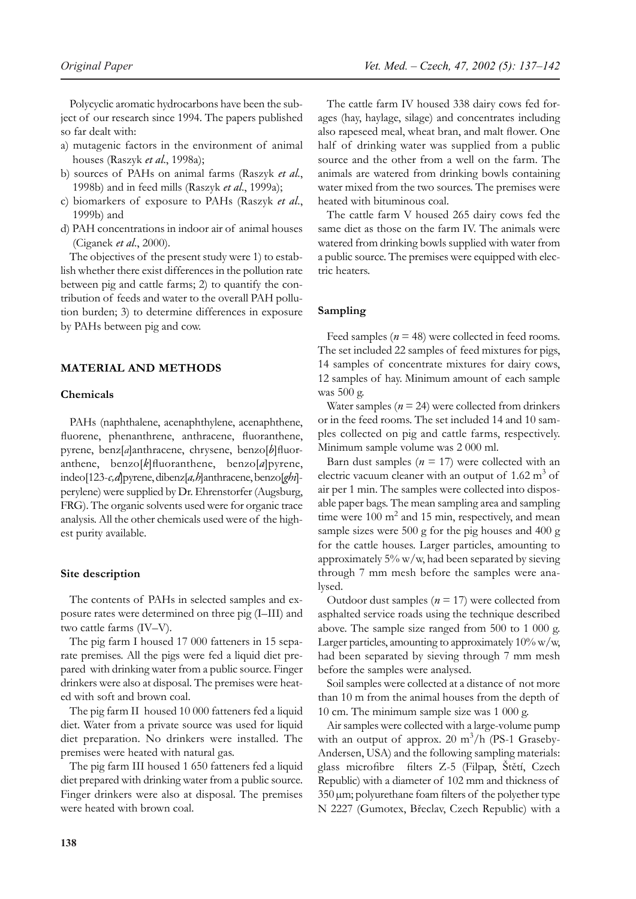Polycyclic aromatic hydrocarbons have been the subject of our research since 1994. The papers published so far dealt with:

a) mutagenic factors in the environment of animal houses (Raszyk *et al*., 1998a);
b) sources of PAHs on animal farms (Raszyk *et al*., 1998b) and in feed mills (Raszyk *et al*., 1999a);
c) biomarkers of exposure to PAHs (Raszyk *et al*., 1999b) and
d) PAH concentrations in indoor air of animal houses (Ciganek *et al*., 2000).

The objectives of the present study were 1) to establish whether there exist differences in the pollution rate between pig and cattle farms; 2) to quantify the contribution of feeds and water to the overall PAH pollution burden; 3) to determine differences in exposure by PAHs between pig and cow.

## MATERIAL AND METHODS

### Chemicals

PAHs (naphthalene, acenaphthylene, acenaphthene, fluorene, phenanthrene, anthracene, fluoranthene, pyrene, benz[*a*]anthracene, chrysene, benzo[*b*]fluoranthene, benzo[*k*]fluoranthene, benzo[*a*]pyrene, indeo[123-*c,d*]pyrene, dibenz[*a,h*]anthracene, benzo[*ghi*]-perylene) were supplied by Dr. Ehrenstorfer (Augsburg, FRG). The organic solvents used were for organic trace analysis. All the other chemicals used were of the highest purity available.

### Site description

The contents of PAHs in selected samples and exposure rates were determined on three pig (I–III) and two cattle farms (IV–V).

The pig farm I housed 17 000 fatteners in 15 separate premises. All the pigs were fed a liquid diet prepared with drinking water from a public source. Finger drinkers were also at disposal. The premises were heated with soft and brown coal.

The pig farm II housed 10 000 fatteners fed a liquid diet. Water from a private source was used for liquid diet preparation. No drinkers were installed. The premises were heated with natural gas.

The pig farm III housed 1 650 fatteners fed a liquid diet prepared with drinking water from a public source. Finger drinkers were also at disposal. The premises were heated with brown coal.

The cattle farm IV housed 338 dairy cows fed forages (hay, haylage, silage) and concentrates including also rapeseed meal, wheat bran, and malt flower. One half of drinking water was supplied from a public source and the other from a well on the farm. The animals are watered from drinking bowls containing water mixed from the two sources. The premises were heated with bituminous coal.

The cattle farm V housed 265 dairy cows fed the same diet as those on the farm IV. The animals were watered from drinking bowls supplied with water from a public source. The premises were equipped with electric heaters.

### Sampling

Feed samples ($n = 48$) were collected in feed rooms. The set included 22 samples of feed mixtures for pigs, 14 samples of concentrate mixtures for dairy cows, 12 samples of hay. Minimum amount of each sample was 500 g.

Water samples ($n = 24$) were collected from drinkers or in the feed rooms. The set included 14 and 10 samples collected on pig and cattle farms, respectively. Minimum sample volume was 2 000 ml.

Barn dust samples ($n = 17$) were collected with an electric vacuum cleaner with an output of 1.62 $m^3$ of air per 1 min. The samples were collected into disposable paper bags. The mean sampling area and sampling time were 100 $m^2$ and 15 min, respectively, and mean sample sizes were 500 g for the pig houses and 400 g for the cattle houses. Larger particles, amounting to approximately 5% w/w, had been separated by sieving through 7 mm mesh before the samples were analysed.

Outdoor dust samples ($n = 17$) were collected from asphalted service roads using the technique described above. The sample size ranged from 500 to 1 000 g. Larger particles, amounting to approximately 10% w/w, had been separated by sieving through 7 mm mesh before the samples were analysed.

Soil samples were collected at a distance of not more than 10 m from the animal houses from the depth of 10 cm. The minimum sample size was 1 000 g.

Air samples were collected with a large-volume pump with an output of approx. 20 $m^3$/h (PS-1 Graseby-Andersen, USA) and the following sampling materials: glass microfibre filters Z-5 (Filpap, Štětí, Czech Republic) with a diameter of 102 mm and thickness of 350 μm; polyurethane foam filters of the polyether type N 2227 (Gumotex, Břeclav, Czech Republic) with a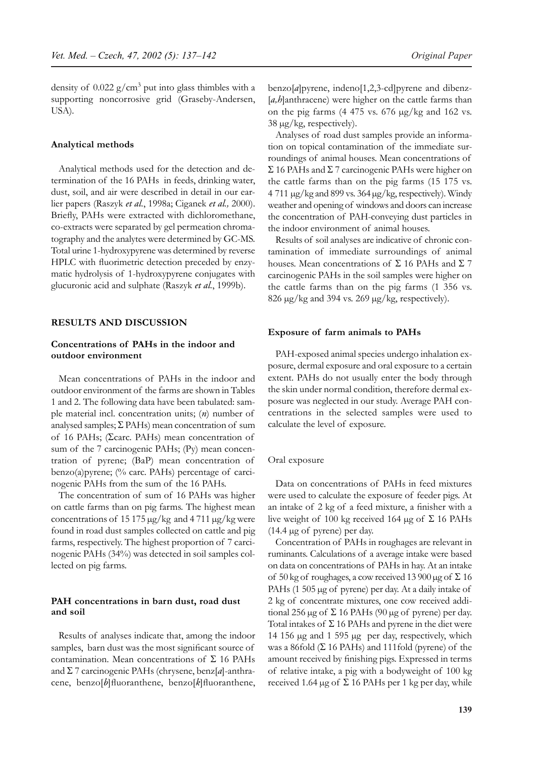density of 0.022 g/cm$^3$ put into glass thimbles with a supporting noncorrosive grid (Graseby-Andersen, USA).

### Analytical methods

Analytical methods used for the detection and determination of the 16 PAHs in feeds, drinking water, dust, soil, and air were described in detail in our earlier papers (Raszyk *et al.*, 1998a; Ciganek *et al.,* 2000). Briefly, PAHs were extracted with dichloromethane, co-extracts were separated by gel permeation chromatography and the analytes were determined by GC-MS. Total urine 1-hydroxypyrene was determined by reverse HPLC with fluorimetric detection preceded by enzymatic hydrolysis of 1-hydroxypyrene conjugates with glucuronic acid and sulphate (Raszyk *et al.*, 1999b).

## RESULTS AND DISCUSSION

### Concentrations of PAHs in the indoor and outdoor environment

Mean concentrations of PAHs in the indoor and outdoor environment of the farms are shown in Tables 1 and 2. The following data have been tabulated: sample material incl. concentration units; (*n*) number of analysed samples; Σ PAHs) mean concentration of sum of 16 PAHs; (Σcarc. PAHs) mean concentration of sum of the 7 carcinogenic PAHs; (Py) mean concentration of pyrene; (BaP) mean concentration of benzo(a)pyrene; (% carc. PAHs) percentage of carcinogenic PAHs from the sum of the 16 PAHs.

The concentration of sum of 16 PAHs was higher on cattle farms than on pig farms. The highest mean concentrations of 15 175 μg/kg and 4 711 μg/kg were found in road dust samples collected on cattle and pig farms, respectively. The highest proportion of 7 carcinogenic PAHs (34%) was detected in soil samples collected on pig farms.

### PAH concentrations in barn dust, road dust and soil

Results of analyses indicate that, among the indoor samples, barn dust was the most significant source of contamination. Mean concentrations of Σ 16 PAHs and Σ 7 carcinogenic PAHs (chrysene, benz[*a*]-anthracene, benzo[*b*]fluoranthene, benzo[*k*]fluoranthene, benzo[*a*]pyrene, indeno[1,2,3-cd]pyrene and dibenz-[*a,h*]anthracene) were higher on the cattle farms than on the pig farms (4 475 vs. 676 μg/kg and 162 vs. 38 μg/kg, respectively).

Analyses of road dust samples provide an information on topical contamination of the immediate surroundings of animal houses. Mean concentrations of Σ 16 PAHs and Σ 7 carcinogenic PAHs were higher on the cattle farms than on the pig farms (15 175 vs. 4 711 μg/kg and 899 vs. 364 μg/kg, respectively). Windy weather and opening of windows and doors can increase the concentration of PAH-conveying dust particles in the indoor environment of animal houses.

Results of soil analyses are indicative of chronic contamination of immediate surroundings of animal houses. Mean concentrations of Σ 16 PAHs and Σ 7 carcinogenic PAHs in the soil samples were higher on the cattle farms than on the pig farms (1 356 vs. 826 μg/kg and 394 vs. 269 μg/kg, respectively).

### Exposure of farm animals to PAHs

PAH-exposed animal species undergo inhalation exposure, dermal exposure and oral exposure to a certain extent. PAHs do not usually enter the body through the skin under normal condition, therefore dermal exposure was neglected in our study. Average PAH concentrations in the selected samples were used to calculate the level of exposure.

#### Oral exposure

Data on concentrations of PAHs in feed mixtures were used to calculate the exposure of feeder pigs. At an intake of 2 kg of a feed mixture, a finisher with a live weight of 100 kg received 164 μg of Σ 16 PAHs (14.4 μg of pyrene) per day.

Concentration of PAHs in roughages are relevant in ruminants. Calculations of a average intake were based on data on concentrations of PAHs in hay. At an intake of 50 kg of roughages, a cow received 13 900 μg of Σ 16 PAHs (1 505 μg of pyrene) per day. At a daily intake of 2 kg of concentrate mixtures, one cow received additional 256 μg of Σ 16 PAHs (90 μg of pyrene) per day. Total intakes of Σ 16 PAHs and pyrene in the diet were 14 156 μg and 1 595 μg per day, respectively, which was a 86fold (Σ 16 PAHs) and 111fold (pyrene) of the amount received by finishing pigs. Expressed in terms of relative intake, a pig with a bodyweight of 100 kg received 1.64 μg of Σ 16 PAHs per 1 kg per day, while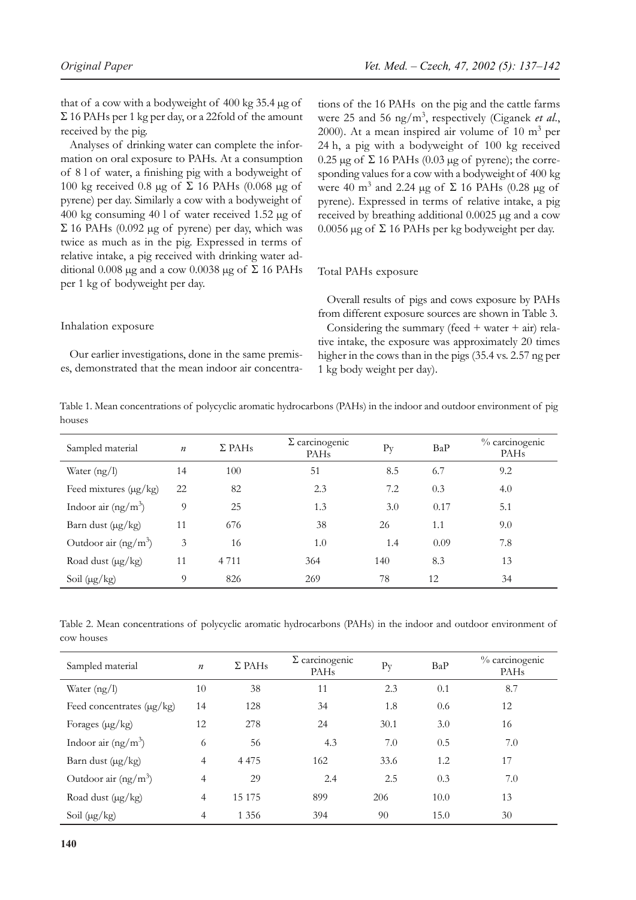that of a cow with a bodyweight of 400 kg 35.4 μg of Σ 16 PAHs per 1 kg per day, or a 22fold of the amount received by the pig.

Analyses of drinking water can complete the information on oral exposure to PAHs. At a consumption of 8 l of water, a finishing pig with a bodyweight of 100 kg received 0.8 μg of Σ 16 PAHs (0.068 μg of pyrene) per day. Similarly a cow with a bodyweight of 400 kg consuming 40 l of water received 1.52 μg of Σ 16 PAHs (0.092 μg of pyrene) per day, which was twice as much as in the pig. Expressed in terms of relative intake, a pig received with drinking water additional 0.008 μg and a cow 0.0038 μg of Σ 16 PAHs per 1 kg of bodyweight per day.

### Inhalation exposure

Our earlier investigations, done in the same premises, demonstrated that the mean indoor air concentrations of the 16 PAHs on the pig and the cattle farms were 25 and 56 ng/m$^3$, respectively (Ciganek *et al.*, 2000). At a mean inspired air volume of 10 m$^3$ per 24 h, a pig with a bodyweight of 100 kg received 0.25 μg of Σ 16 PAHs (0.03 μg of pyrene); the corresponding values for a cow with a bodyweight of 400 kg were 40 m$^3$ and 2.24 μg of Σ 16 PAHs (0.28 μg of pyrene). Expressed in terms of relative intake, a pig received by breathing additional 0.0025 μg and a cow 0.0056 μg of Σ 16 PAHs per kg bodyweight per day.

### Total PAHs exposure

Overall results of pigs and cows exposure by PAHs from different exposure sources are shown in Table 3.

Considering the summary (feed + water + air) relative intake, the exposure was approximately 20 times higher in the cows than in the pigs (35.4 vs. 2.57 ng per 1 kg body weight per day).

Table 1. Mean concentrations of polycyclic aromatic hydrocarbons (PAHs) in the indoor and outdoor environment of pig houses

| Sampled material | *n* | Σ PAHs | Σ carcinogenic PAHs | Py | BaP | % carcinogenic PAHs |
|---|---|---|---|---|---|---|
| Water (ng/l) | 14 | 100 | 51 | 8.5 | 6.7 | 9.2 |
| Feed mixtures (μg/kg) | 22 | 82 | 2.3 | 7.2 | 0.3 | 4.0 |
| Indoor air (ng/m$^3$) | 9 | 25 | 1.3 | 3.0 | 0.17 | 5.1 |
| Barn dust (μg/kg) | 11 | 676 | 38 | 26 | 1.1 | 9.0 |
| Outdoor air (ng/m$^3$) | 3 | 16 | 1.0 | 1.4 | 0.09 | 7.8 |
| Road dust (μg/kg) | 11 | 4 711 | 364 | 140 | 8.3 | 13 |
| Soil (μg/kg) | 9 | 826 | 269 | 78 | 12 | 34 |

Table 2. Mean concentrations of polycyclic aromatic hydrocarbons (PAHs) in the indoor and outdoor environment of cow houses

| Sampled material | *n* | Σ PAHs | Σ carcinogenic PAHs | Py | BaP | % carcinogenic PAHs |
|---|---|---|---|---|---|---|
| Water (ng/l) | 10 | 38 | 11 | 2.3 | 0.1 | 8.7 |
| Feed concentrates (μg/kg) | 14 | 128 | 34 | 1.8 | 0.6 | 12 |
| Forages (μg/kg) | 12 | 278 | 24 | 30.1 | 3.0 | 16 |
| Indoor air (ng/m$^3$) | 6 | 56 | 4.3 | 7.0 | 0.5 | 7.0 |
| Barn dust (μg/kg) | 4 | 4 475 | 162 | 33.6 | 1.2 | 17 |
| Outdoor air (ng/m$^3$) | 4 | 29 | 2.4 | 2.5 | 0.3 | 7.0 |
| Road dust (μg/kg) | 4 | 15 175 | 899 | 206 | 10.0 | 13 |
| Soil (μg/kg) | 4 | 1 356 | 394 | 90 | 15.0 | 30 |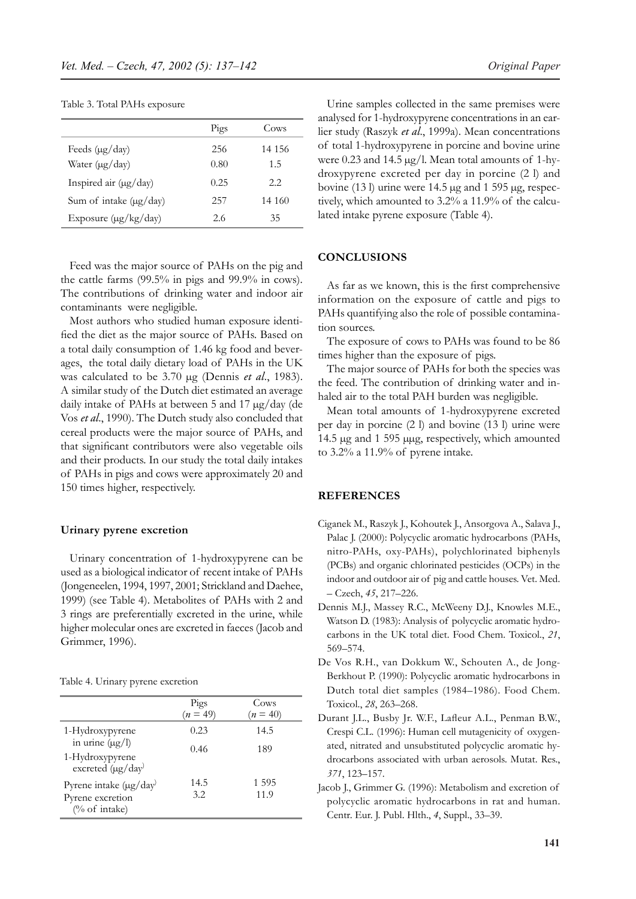Table 3. Total PAHs exposure

| | Pigs | Cows |
|---|---|---|
| Feeds (μg/day) | 256 | 14 156 |
| Water (μg/day) | 0.80 | 1.5 |
| Inspired air (μg/day) | 0.25 | 2.2 |
| Sum of intake (μg/day) | 257 | 14 160 |
| Exposure (μg/kg/day) | 2.6 | 35 |

Feed was the major source of PAHs on the pig and the cattle farms (99.5% in pigs and 99.9% in cows). The contributions of drinking water and indoor air contaminants were negligible.

Most authors who studied human exposure identified the diet as the major source of PAHs. Based on a total daily consumption of 1.46 kg food and beverages, the total daily dietary load of PAHs in the UK was calculated to be 3.70 μg (Dennis *et al*., 1983). A similar study of the Dutch diet estimated an average daily intake of PAHs at between 5 and 17 μg/day (de Vos *et al*., 1990). The Dutch study also concluded that cereal products were the major source of PAHs, and that significant contributors were also vegetable oils and their products. In our study the total daily intakes of PAHs in pigs and cows were approximately 20 and 150 times higher, respectively.

### Urinary pyrene excretion

Urinary concentration of 1-hydroxypyrene can be used as a biological indicator of recent intake of PAHs (Jongeneelen, 1994, 1997, 2001; Strickland and Daehee, 1999) (see Table 4). Metabolites of PAHs with 2 and 3 rings are preferentially excreted in the urine, while higher molecular ones are excreted in faeces (Jacob and Grimmer, 1996).

Table 4. Urinary pyrene excretion

| | Pigs ($n$ = 49) | Cows ($n$ = 40) |
|---|---|---|
| 1-Hydroxypyrene in urine (μg/l) | 0.23 | 14.5 |
| 1-Hydroxypyrene excreted (μg/day) | 0.46 | 189 |
| Pyrene intake (μg/day) | 14.5 | 1 595 |
| Pyrene excretion (% of intake) | 3.2 | 11.9 |

Urine samples collected in the same premises were analysed for 1-hydroxypyrene concentrations in an earlier study (Raszyk *et al*., 1999a). Mean concentrations of total 1-hydroxypyrene in porcine and bovine urine were 0.23 and 14.5 μg/l. Mean total amounts of 1-hydroxypyrene excreted per day in porcine (2 l) and bovine (13 l) urine were 14.5 μg and 1 595 μg, respectively, which amounted to 3.2% a 11.9% of the calculated intake pyrene exposure (Table 4).

## CONCLUSIONS

As far as we known, this is the first comprehensive information on the exposure of cattle and pigs to PAHs quantifying also the role of possible contamination sources.

The exposure of cows to PAHs was found to be 86 times higher than the exposure of pigs.

The major source of PAHs for both the species was the feed. The contribution of drinking water and inhaled air to the total PAH burden was negligible.

Mean total amounts of 1-hydroxypyrene excreted per day in porcine (2 l) and bovine (13 l) urine were 14.5 μg and 1 595 μμg, respectively, which amounted to 3.2% a 11.9% of pyrene intake.

## REFERENCES

Ciganek M., Raszyk J., Kohoutek J., Ansorgova A., Salava J., Palac J. (2000): Polycyclic aromatic hydrocarbons (PAHs, nitro-PAHs, oxy-PAHs), polychlorinated biphenyls (PCBs) and organic chlorinated pesticides (OCPs) in the indoor and outdoor air of pig and cattle houses. Vet. Med. – Czech, *45*, 217–226.

Dennis M.J., Massey R.C., McWeeny D.J., Knowles M.E., Watson D. (1983): Analysis of polycyclic aromatic hydrocarbons in the UK total diet. Food Chem. Toxicol., *21*, 569–574.

De Vos R.H., van Dokkum W., Schouten A., de Jong-Berkhout P. (1990): Polycyclic aromatic hydrocarbons in Dutch total diet samples (1984–1986). Food Chem. Toxicol., *28*, 263–268.

Durant J.L., Busby Jr. W.F., Lafleur A.L., Penman B.W., Crespi C.L. (1996): Human cell mutagenicity of oxygenated, nitrated and unsubstituted polycyclic aromatic hydrocarbons associated with urban aerosols. Mutat. Res., *371*, 123–157.

Jacob J., Grimmer G. (1996): Metabolism and excretion of polycyclic aromatic hydrocarbons in rat and human. Centr. Eur. J. Publ. Hlth., *4*, Suppl., 33–39.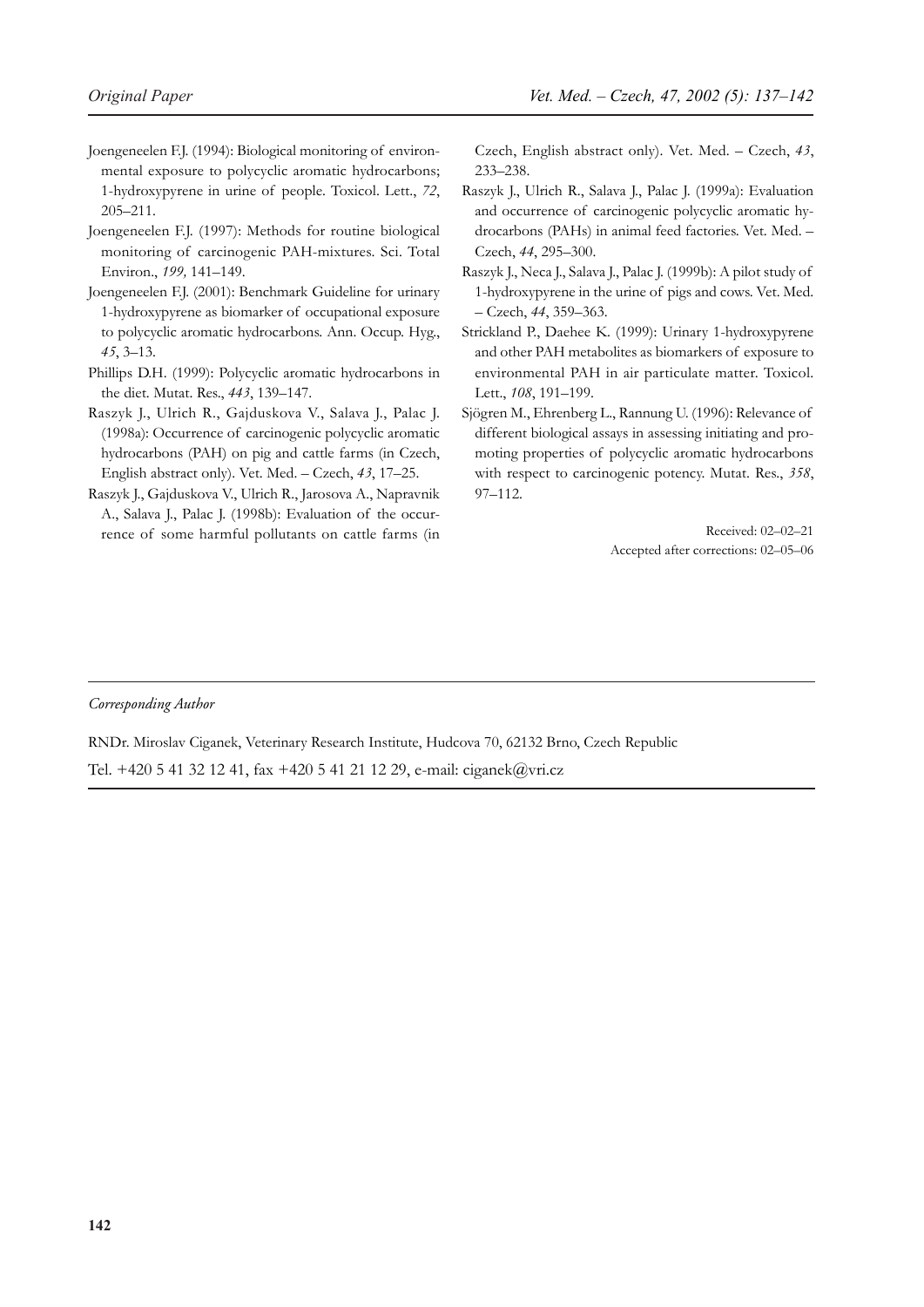Joengeneelen F.J. (1994): Biological monitoring of environmental exposure to polycyclic aromatic hydrocarbons; 1-hydroxypyrene in urine of people. Toxicol. Lett., *72*, 205–211.

Joengeneelen F.J. (1997): Methods for routine biological monitoring of carcinogenic PAH-mixtures. Sci. Total Environ., *199,* 141–149.

Joengeneelen F.J. (2001): Benchmark Guideline for urinary 1-hydroxypyrene as biomarker of occupational exposure to polycyclic aromatic hydrocarbons. Ann. Occup. Hyg., *45*, 3–13.

Phillips D.H. (1999): Polycyclic aromatic hydrocarbons in the diet. Mutat. Res., *443*, 139–147.

Raszyk J., Ulrich R., Gajduskova V., Salava J., Palac J. (1998a): Occurrence of carcinogenic polycyclic aromatic hydrocarbons (PAH) on pig and cattle farms (in Czech, English abstract only). Vet. Med. – Czech, *43*, 17–25.

Raszyk J., Gajduskova V., Ulrich R., Jarosova A., Napravnik A., Salava J., Palac J. (1998b): Evaluation of the occurrence of some harmful pollutants on cattle farms (in Czech, English abstract only). Vet. Med. – Czech, *43*, 233–238.

Raszyk J., Ulrich R., Salava J., Palac J. (1999a): Evaluation and occurrence of carcinogenic polycyclic aromatic hydrocarbons (PAHs) in animal feed factories. Vet. Med. – Czech, *44*, 295–300.

Raszyk J., Neca J., Salava J., Palac J. (1999b): A pilot study of 1-hydroxypyrene in the urine of pigs and cows. Vet. Med. – Czech, *44*, 359–363.

Strickland P., Daehee K. (1999): Urinary 1-hydroxypyrene and other PAH metabolites as biomarkers of exposure to environmental PAH in air particulate matter. Toxicol. Lett., *108*, 191–199.

Sjögren M., Ehrenberg L., Rannung U. (1996): Relevance of different biological assays in assessing initiating and promoting properties of polycyclic aromatic hydrocarbons with respect to carcinogenic potency. Mutat. Res., *358*, 97–112.

Received: 02–02–21
Accepted after corrections: 02–05–06

*Corresponding Author*

RNDr. Miroslav Ciganek, Veterinary Research Institute, Hudcova 70, 62132 Brno, Czech Republic
Tel. +420 5 41 32 12 41, fax +420 5 41 21 12 29, e-mail: ciganek@vri.cz